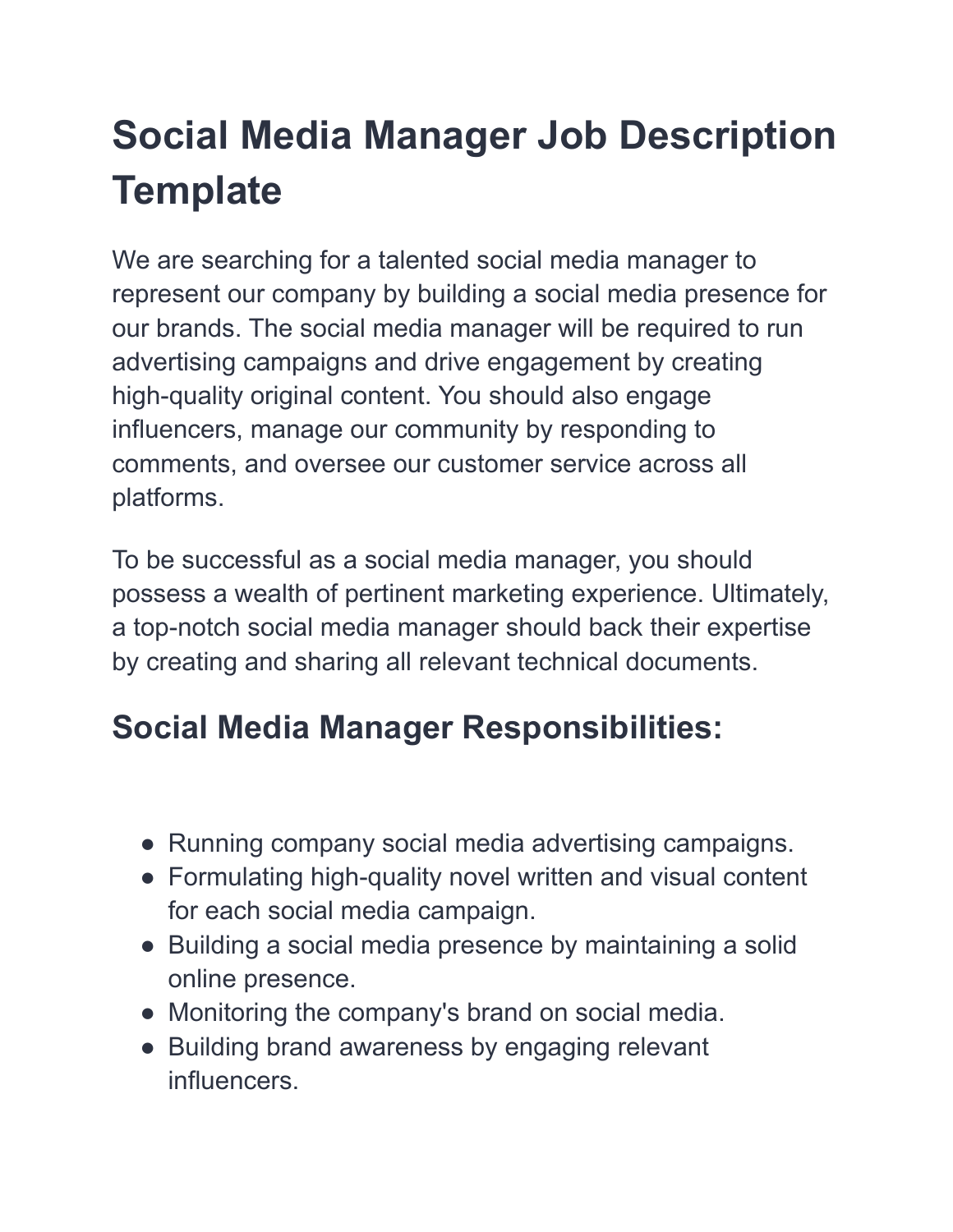# Social Media Manager Job Description Template

We are searching for a talented social media manager to represent our company by building a social media presence for our brands. The social media manager will be required to run advertising campaigns and drive engagement by creating high-quality original content. You should also engage influencers, manage our community by responding to comments, and oversee our customer service across all platforms.

To be successful as a social media manager, you should possess a wealth of pertinent marketing experience. Ultimately, a top-notch social media manager should back their expertise by creating and sharing all relevant technical documents.

## Social Media Manager Responsibilities:

- Running company social media advertising campaigns.
- Formulating high-quality novel written and visual content for each social media campaign.
- Building a social media presence by maintaining a solid online presence.
- Monitoring the company's brand on social media.
- Building brand awareness by engaging relevant influencers.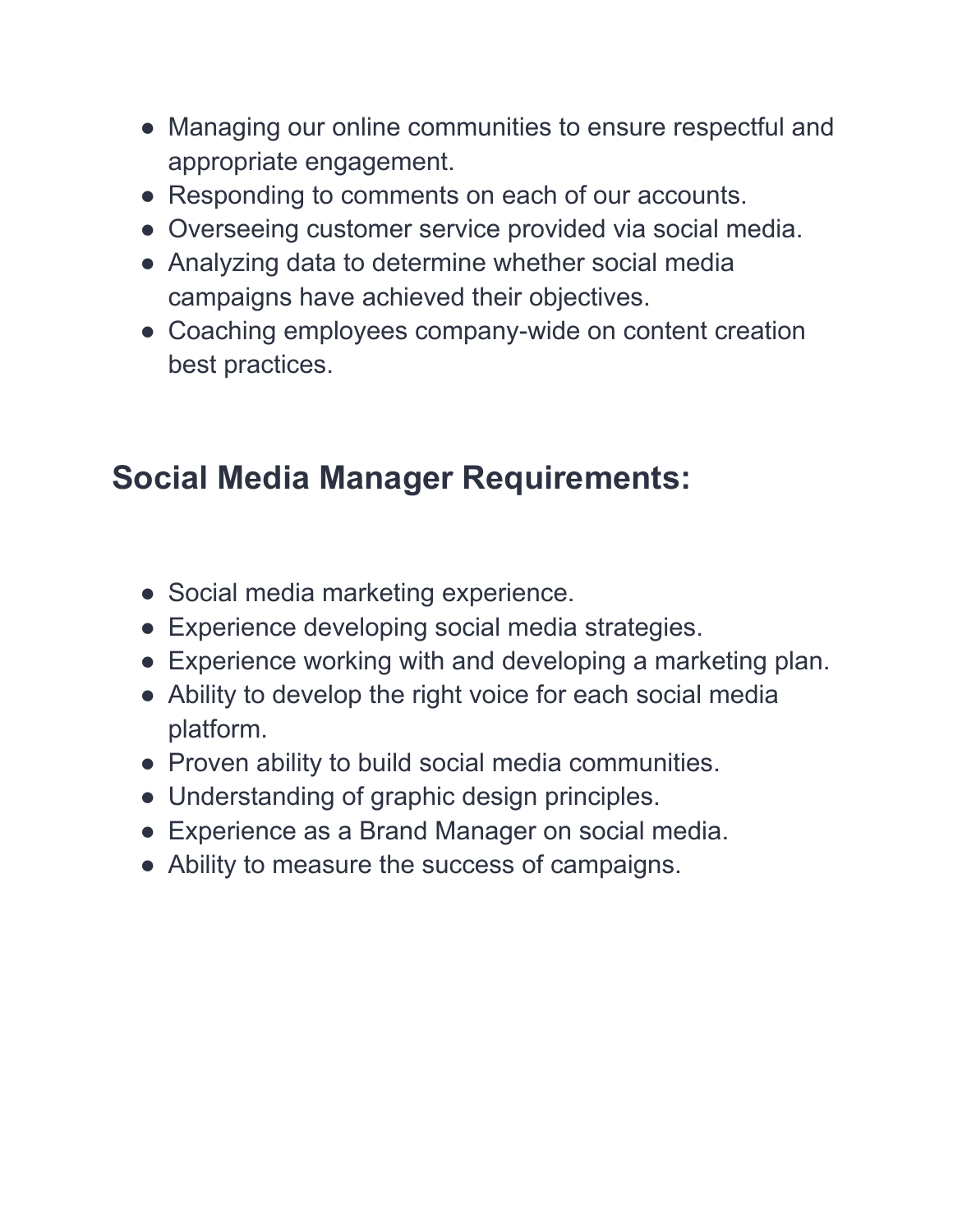- Managing our online communities to ensure respectful and appropriate engagement.
- Responding to comments on each of our accounts.
- Overseeing customer service provided via social media.
- Analyzing data to determine whether social media campaigns have achieved their objectives.
- Coaching employees company-wide on content creation best practices.

## Social Media Manager Requirements:

- Social media marketing experience.
- Experience developing social media strategies.
- Experience working with and developing a marketing plan.
- Ability to develop the right voice for each social media platform.
- Proven ability to build social media communities.
- Understanding of graphic design principles.
- Experience as a Brand Manager on social media.
- Ability to measure the success of campaigns.